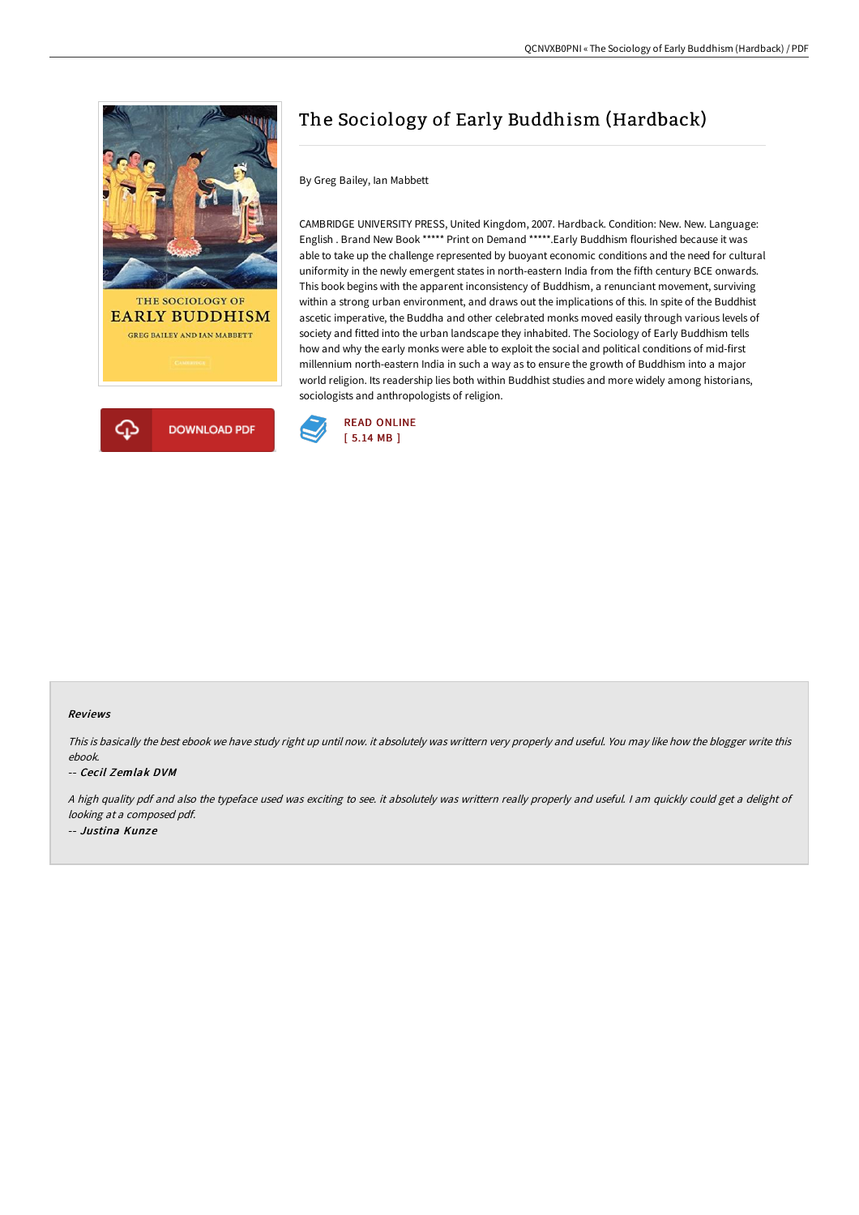# The Sociology of Early Buddhism (Hardback)

By Greg Bailey, Ian Mabbett

CAMBRIDGE UNIVERSITY PRESS, United Kingdom, 2007. Hardback. Condition: New. New. Language: English . Brand New Book ***** Print on Demand *****.Early Buddhism flourished because it was able to take up the challenge represented by buoyant economic conditions and the need for cultural uniformity in the newly emergent states in north-eastern India from the fifth century BCE onwards. This book begins with the apparent inconsistency of Buddhism, a renunciant movement, surviving within a strong urban environment, and draws out the implications of this. In spite of the Buddhist ascetic imperative, the Buddha and other celebrated monks moved easily through various levels of society and fitted into the urban landscape they inhabited. The Sociology of Early Buddhism tells how and why the early monks were able to exploit the social and political conditions of mid-first millennium north-eastern India in such a way as to ensure the growth of Buddhism into a major world religion. Its readership lies both within Buddhist studies and more widely among historians, sociologists and anthropologists of religion.

DOWNLOAD PDF

READ ONLINE
[ 5.14 MB ]

## Reviews

*This is basically the best ebook we have study right up until now. it absolutely was writtern very properly and useful. You may like how the blogger write this ebook.*

-- *Cecil Zemlak DVM*

*A high quality pdf and also the typeface used was exciting to see. it absolutely was writtern really properly and useful. I am quickly could get a delight of looking at a composed pdf.*

-- *Justina Kunze*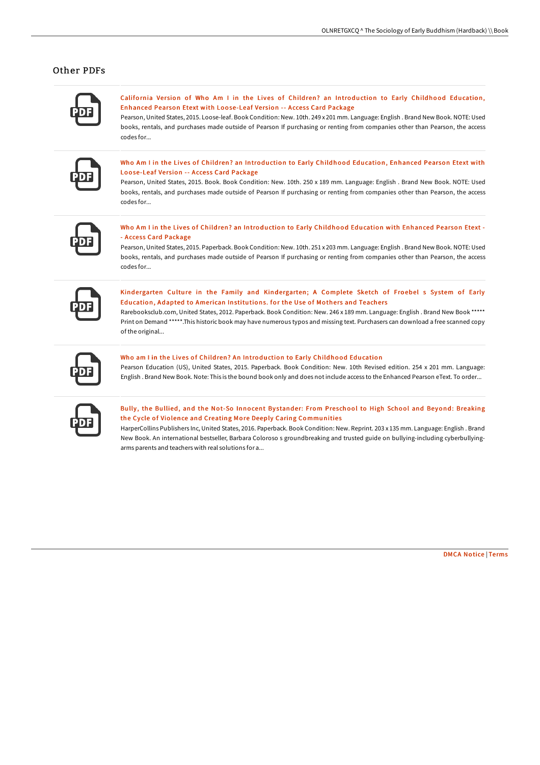## Other PDFs

**California Version of Who Am I in the Lives of Children? an Introduction to Early Childhood Education, Enhanced Pearson Etext with Loose-Leaf Version -- Access Card Package**

Pearson, United States, 2015. Loose-leaf. Book Condition: New. 10th. 249 x 201 mm. Language: English . Brand New Book. NOTE: Used books, rentals, and purchases made outside of Pearson If purchasing or renting from companies other than Pearson, the access codes for...

**Who Am I in the Lives of Children? an Introduction to Early Childhood Education, Enhanced Pearson Etext with Loose-Leaf Version -- Access Card Package**

Pearson, United States, 2015. Book. Book Condition: New. 10th. 250 x 189 mm. Language: English . Brand New Book. NOTE: Used books, rentals, and purchases made outside of Pearson If purchasing or renting from companies other than Pearson, the access codes for...

**Who Am I in the Lives of Children? an Introduction to Early Childhood Education with Enhanced Pearson Etext -- Access Card Package**

Pearson, United States, 2015. Paperback. Book Condition: New. 10th. 251 x 203 mm. Language: English . Brand New Book. NOTE: Used books, rentals, and purchases made outside of Pearson If purchasing or renting from companies other than Pearson, the access codes for...

**Kindergarten Culture in the Family and Kindergarten; A Complete Sketch of Froebel s System of Early Education, Adapted to American Institutions. for the Use of Mothers and Teachers**

Rarebooksclub.com, United States, 2012. Paperback. Book Condition: New. 246 x 189 mm. Language: English . Brand New Book ***** Print on Demand *****.This historic book may have numerous typos and missing text. Purchasers can download a free scanned copy of the original...

**Who am I in the Lives of Children? An Introduction to Early Childhood Education**

Pearson Education (US), United States, 2015. Paperback. Book Condition: New. 10th Revised edition. 254 x 201 mm. Language: English . Brand New Book. Note: This is the bound book only and does not include access to the Enhanced Pearson eText. To order...

**Bully, the Bullied, and the Not-So Innocent Bystander: From Preschool to High School and Beyond: Breaking the Cycle of Violence and Creating More Deeply Caring Communities**

HarperCollins Publishers Inc, United States, 2016. Paperback. Book Condition: New. Reprint. 203 x 135 mm. Language: English . Brand New Book. An international bestseller, Barbara Coloroso s groundbreaking and trusted guide on bullying-including cyberbullying-arms parents and teachers with real solutions for a...